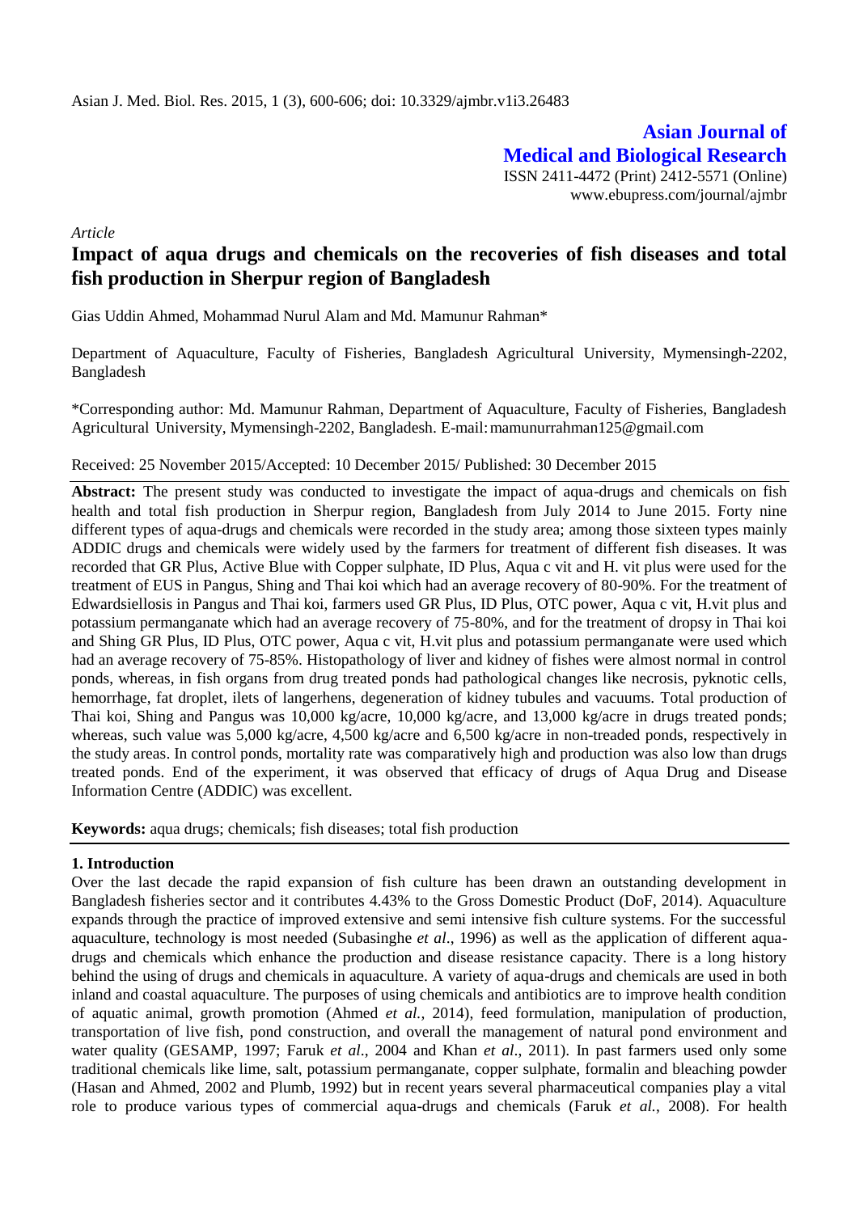**Asian Journal of Medical and Biological Research**

ISSN 2411-4472 (Print) 2412-5571 (Online)
www.ebupress.com/journal/ajmbr

*Article*

# Impact of aqua drugs and chemicals on the recoveries of fish diseases and total fish production in Sherpur region of Bangladesh

Gias Uddin Ahmed, Mohammad Nurul Alam and Md. Mamunur Rahman*

Department of Aquaculture, Faculty of Fisheries, Bangladesh Agricultural University, Mymensingh-2202, Bangladesh

*Corresponding author: Md. Mamunur Rahman, Department of Aquaculture, Faculty of Fisheries, Bangladesh Agricultural University, Mymensingh-2202, Bangladesh. E-mail: mamunurrahman125@gmail.com

Received: 25 November 2015/Accepted: 10 December 2015/ Published: 30 December 2015

**Abstract:** The present study was conducted to investigate the impact of aqua-drugs and chemicals on fish health and total fish production in Sherpur region, Bangladesh from July 2014 to June 2015. Forty nine different types of aqua-drugs and chemicals were recorded in the study area; among those sixteen types mainly ADDIC drugs and chemicals were widely used by the farmers for treatment of different fish diseases. It was recorded that GR Plus, Active Blue with Copper sulphate, ID Plus, Aqua c vit and H. vit plus were used for the treatment of EUS in Pangus, Shing and Thai koi which had an average recovery of 80-90%. For the treatment of Edwardsiellosis in Pangus and Thai koi, farmers used GR Plus, ID Plus, OTC power, Aqua c vit, H.vit plus and potassium permanganate which had an average recovery of 75-80%, and for the treatment of dropsy in Thai koi and Shing GR Plus, ID Plus, OTC power, Aqua c vit, H.vit plus and potassium permanganate were used which had an average recovery of 75-85%. Histopathology of liver and kidney of fishes were almost normal in control ponds, whereas, in fish organs from drug treated ponds had pathological changes like necrosis, pyknotic cells, hemorrhage, fat droplet, ilets of langerhens, degeneration of kidney tubules and vacuums. Total production of Thai koi, Shing and Pangus was 10,000 kg/acre, 10,000 kg/acre, and 13,000 kg/acre in drugs treated ponds; whereas, such value was 5,000 kg/acre, 4,500 kg/acre and 6,500 kg/acre in non-treaded ponds, respectively in the study areas. In control ponds, mortality rate was comparatively high and production was also low than drugs treated ponds. End of the experiment, it was observed that efficacy of drugs of Aqua Drug and Disease Information Centre (ADDIC) was excellent.

**Keywords:** aqua drugs; chemicals; fish diseases; total fish production

## 1. Introduction

Over the last decade the rapid expansion of fish culture has been drawn an outstanding development in Bangladesh fisheries sector and it contributes 4.43% to the Gross Domestic Product (DoF, 2014). Aquaculture expands through the practice of improved extensive and semi intensive fish culture systems. For the successful aquaculture, technology is most needed (Subasinghe *et al*., 1996) as well as the application of different aqua-drugs and chemicals which enhance the production and disease resistance capacity. There is a long history behind the using of drugs and chemicals in aquaculture. A variety of aqua-drugs and chemicals are used in both inland and coastal aquaculture. The purposes of using chemicals and antibiotics are to improve health condition of aquatic animal, growth promotion (Ahmed *et al.,* 2014), feed formulation, manipulation of production, transportation of live fish, pond construction, and overall the management of natural pond environment and water quality (GESAMP, 1997; Faruk *et al*., 2004 and Khan *et al*., 2011). In past farmers used only some traditional chemicals like lime, salt, potassium permanganate, copper sulphate, formalin and bleaching powder (Hasan and Ahmed, 2002 and Plumb, 1992) but in recent years several pharmaceutical companies play a vital role to produce various types of commercial aqua-drugs and chemicals (Faruk *et al.*, 2008). For health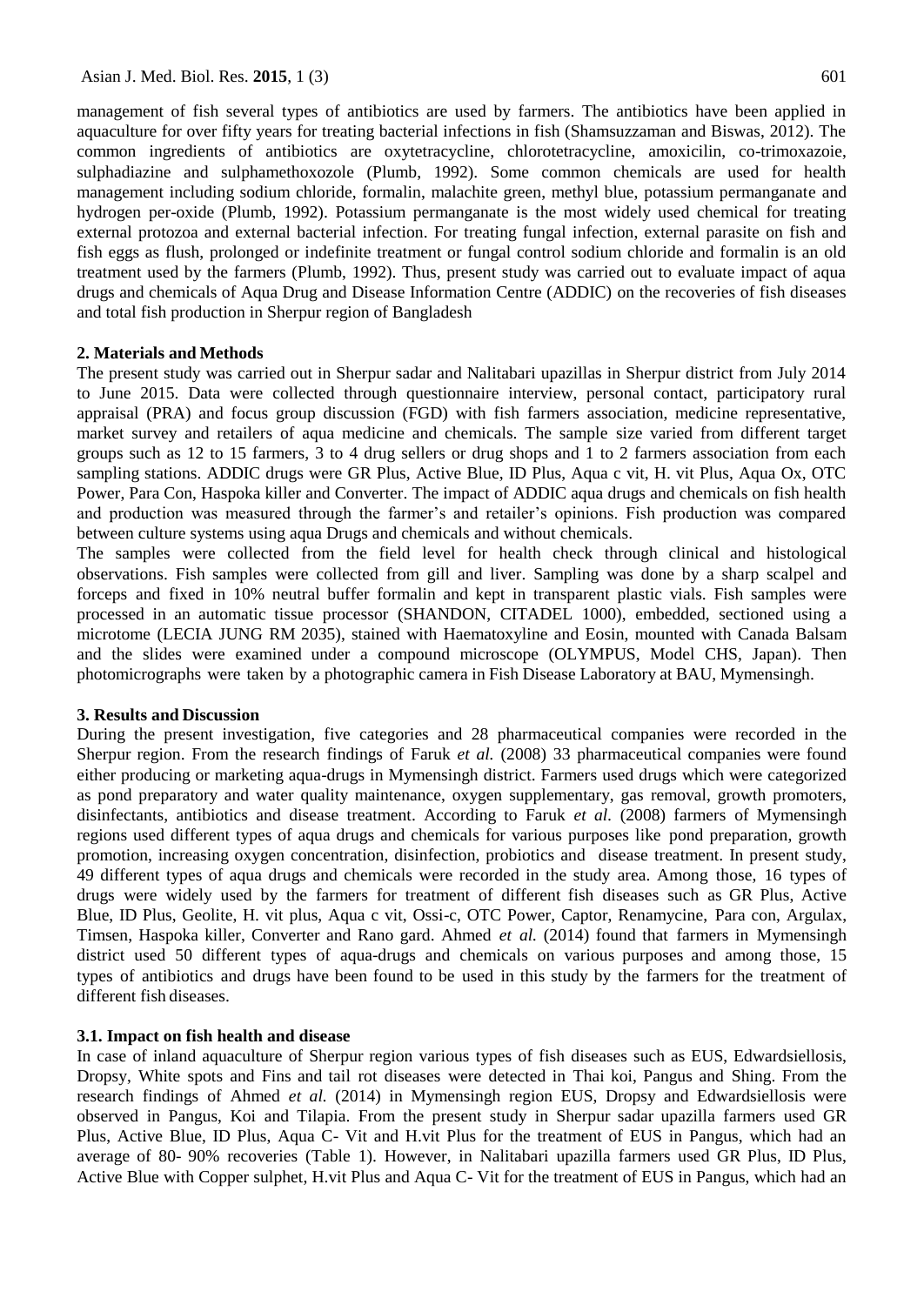management of fish several types of antibiotics are used by farmers. The antibiotics have been applied in aquaculture for over fifty years for treating bacterial infections in fish (Shamsuzzaman and Biswas, 2012). The common ingredients of antibiotics are oxytetracycline, chlorotetracycline, amoxicilin, co-trimoxazoie, sulphadiazine and sulphamethoxozole (Plumb, 1992). Some common chemicals are used for health management including sodium chloride, formalin, malachite green, methyl blue, potassium permanganate and hydrogen per-oxide (Plumb, 1992). Potassium permanganate is the most widely used chemical for treating external protozoa and external bacterial infection. For treating fungal infection, external parasite on fish and fish eggs as flush, prolonged or indefinite treatment or fungal control sodium chloride and formalin is an old treatment used by the farmers (Plumb, 1992). Thus, present study was carried out to evaluate impact of aqua drugs and chemicals of Aqua Drug and Disease Information Centre (ADDIC) on the recoveries of fish diseases and total fish production in Sherpur region of Bangladesh

## 2. Materials and Methods

The present study was carried out in Sherpur sadar and Nalitabari upazillas in Sherpur district from July 2014 to June 2015. Data were collected through questionnaire interview, personal contact, participatory rural appraisal (PRA) and focus group discussion (FGD) with fish farmers association, medicine representative, market survey and retailers of aqua medicine and chemicals. The sample size varied from different target groups such as 12 to 15 farmers, 3 to 4 drug sellers or drug shops and 1 to 2 farmers association from each sampling stations. ADDIC drugs were GR Plus, Active Blue, ID Plus, Aqua c vit, H. vit Plus, Aqua Ox, OTC Power, Para Con, Haspoka killer and Converter. The impact of ADDIC aqua drugs and chemicals on fish health and production was measured through the farmer's and retailer's opinions. Fish production was compared between culture systems using aqua Drugs and chemicals and without chemicals.

The samples were collected from the field level for health check through clinical and histological observations. Fish samples were collected from gill and liver. Sampling was done by a sharp scalpel and forceps and fixed in 10% neutral buffer formalin and kept in transparent plastic vials. Fish samples were processed in an automatic tissue processor (SHANDON, CITADEL 1000), embedded, sectioned using a microtome (LECIA JUNG RM 2035), stained with Haematoxyline and Eosin, mounted with Canada Balsam and the slides were examined under a compound microscope (OLYMPUS, Model CHS, Japan). Then photomicrographs were taken by a photographic camera in Fish Disease Laboratory at BAU, Mymensingh.

## 3. Results and Discussion

During the present investigation, five categories and 28 pharmaceutical companies were recorded in the Sherpur region. From the research findings of Faruk *et al.* (2008) 33 pharmaceutical companies were found either producing or marketing aqua-drugs in Mymensingh district. Farmers used drugs which were categorized as pond preparatory and water quality maintenance, oxygen supplementary, gas removal, growth promoters, disinfectants, antibiotics and disease treatment. According to Faruk *et al.* (2008) farmers of Mymensingh regions used different types of aqua drugs and chemicals for various purposes like pond preparation, growth promotion, increasing oxygen concentration, disinfection, probiotics and disease treatment. In present study, 49 different types of aqua drugs and chemicals were recorded in the study area. Among those, 16 types of drugs were widely used by the farmers for treatment of different fish diseases such as GR Plus, Active Blue, ID Plus, Geolite, H. vit plus, Aqua c vit, Ossi-c, OTC Power, Captor, Renamycine, Para con, Argulax, Timsen, Haspoka killer, Converter and Rano gard. Ahmed *et al.* (2014) found that farmers in Mymensingh district used 50 different types of aqua-drugs and chemicals on various purposes and among those, 15 types of antibiotics and drugs have been found to be used in this study by the farmers for the treatment of different fish diseases.

### 3.1. Impact on fish health and disease

In case of inland aquaculture of Sherpur region various types of fish diseases such as EUS, Edwardsiellosis, Dropsy, White spots and Fins and tail rot diseases were detected in Thai koi, Pangus and Shing. From the research findings of Ahmed *et al.* (2014) in Mymensingh region EUS, Dropsy and Edwardsiellosis were observed in Pangus, Koi and Tilapia. From the present study in Sherpur sadar upazilla farmers used GR Plus, Active Blue, ID Plus, Aqua C- Vit and H.vit Plus for the treatment of EUS in Pangus, which had an average of 80- 90% recoveries (Table 1). However, in Nalitabari upazilla farmers used GR Plus, ID Plus, Active Blue with Copper sulphet, H.vit Plus and Aqua C- Vit for the treatment of EUS in Pangus, which had an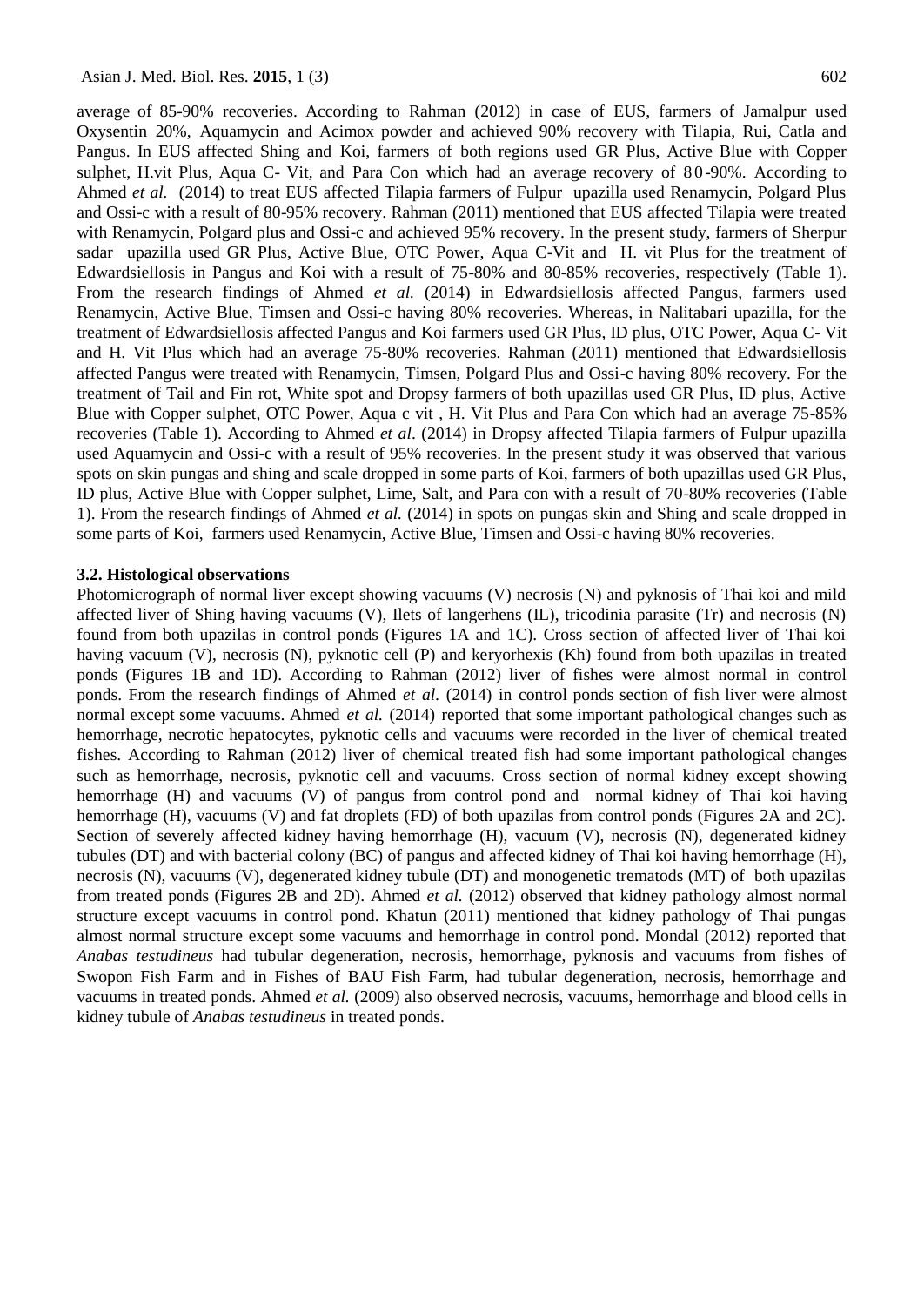average of 85-90% recoveries. According to Rahman (2012) in case of EUS, farmers of Jamalpur used Oxysentin 20%, Aquamycin and Acimox powder and achieved 90% recovery with Tilapia, Rui, Catla and Pangus. In EUS affected Shing and Koi, farmers of both regions used GR Plus, Active Blue with Copper sulphet, H.vit Plus, Aqua C- Vit, and Para Con which had an average recovery of 80-90%. According to Ahmed *et al.* (2014) to treat EUS affected Tilapia farmers of Fulpur upazilla used Renamycin, Polgard Plus and Ossi-c with a result of 80-95% recovery. Rahman (2011) mentioned that EUS affected Tilapia were treated with Renamycin, Polgard plus and Ossi-c and achieved 95% recovery. In the present study, farmers of Sherpur sadar upazilla used GR Plus, Active Blue, OTC Power, Aqua C-Vit and H. vit Plus for the treatment of Edwardsiellosis in Pangus and Koi with a result of 75-80% and 80-85% recoveries, respectively (Table 1). From the research findings of Ahmed *et al.* (2014) in Edwardsiellosis affected Pangus, farmers used Renamycin, Active Blue, Timsen and Ossi-c having 80% recoveries. Whereas, in Nalitabari upazilla, for the treatment of Edwardsiellosis affected Pangus and Koi farmers used GR Plus, ID plus, OTC Power, Aqua C- Vit and H. Vit Plus which had an average 75-80% recoveries. Rahman (2011) mentioned that Edwardsiellosis affected Pangus were treated with Renamycin, Timsen, Polgard Plus and Ossi-c having 80% recovery. For the treatment of Tail and Fin rot, White spot and Dropsy farmers of both upazillas used GR Plus, ID plus, Active Blue with Copper sulphet, OTC Power, Aqua c vit , H. Vit Plus and Para Con which had an average 75-85% recoveries (Table 1). According to Ahmed *et al*. (2014) in Dropsy affected Tilapia farmers of Fulpur upazilla used Aquamycin and Ossi-c with a result of 95% recoveries. In the present study it was observed that various spots on skin pungas and shing and scale dropped in some parts of Koi, farmers of both upazillas used GR Plus, ID Plus, Active Blue with Copper sulphet, Lime, Salt, and Para con with a result of 70-80% recoveries (Table 1). From the research findings of Ahmed *et al.* (2014) in spots on pungas skin and Shing and scale dropped in some parts of Koi, farmers used Renamycin, Active Blue, Timsen and Ossi-c having 80% recoveries.

### 3.2. Histological observations

Photomicrograph of normal liver except showing vacuums (V) necrosis (N) and pyknosis of Thai koi and mild affected liver of Shing having vacuums (V), Ilets of langerhens (IL), tricodinia parasite (Tr) and necrosis (N) found from both upazilas in control ponds (Figures 1A and 1C). Cross section of affected liver of Thai koi having vacuum (V), necrosis (N), pyknotic cell (P) and keryorhexis (Kh) found from both upazilas in treated ponds (Figures 1B and 1D). According to Rahman (2012) liver of fishes were almost normal in control ponds. From the research findings of Ahmed *et al.* (2014) in control ponds section of fish liver were almost normal except some vacuums. Ahmed *et al.* (2014) reported that some important pathological changes such as hemorrhage, necrotic hepatocytes, pyknotic cells and vacuums were recorded in the liver of chemical treated fishes. According to Rahman (2012) liver of chemical treated fish had some important pathological changes such as hemorrhage, necrosis, pyknotic cell and vacuums. Cross section of normal kidney except showing hemorrhage (H) and vacuums (V) of pangus from control pond and normal kidney of Thai koi having hemorrhage (H), vacuums (V) and fat droplets (FD) of both upazilas from control ponds (Figures 2A and 2C). Section of severely affected kidney having hemorrhage (H), vacuum (V), necrosis (N), degenerated kidney tubules (DT) and with bacterial colony (BC) of pangus and affected kidney of Thai koi having hemorrhage (H), necrosis (N), vacuums (V), degenerated kidney tubule (DT) and monogenetic trematods (MT) of both upazilas from treated ponds (Figures 2B and 2D). Ahmed *et al.* (2012) observed that kidney pathology almost normal structure except vacuums in control pond. Khatun (2011) mentioned that kidney pathology of Thai pungas almost normal structure except some vacuums and hemorrhage in control pond. Mondal (2012) reported that *Anabas testudineus* had tubular degeneration, necrosis, hemorrhage, pyknosis and vacuums from fishes of Swopon Fish Farm and in Fishes of BAU Fish Farm, had tubular degeneration, necrosis, hemorrhage and vacuums in treated ponds. Ahmed *et al.* (2009) also observed necrosis, vacuums, hemorrhage and blood cells in kidney tubule of *Anabas testudineus* in treated ponds.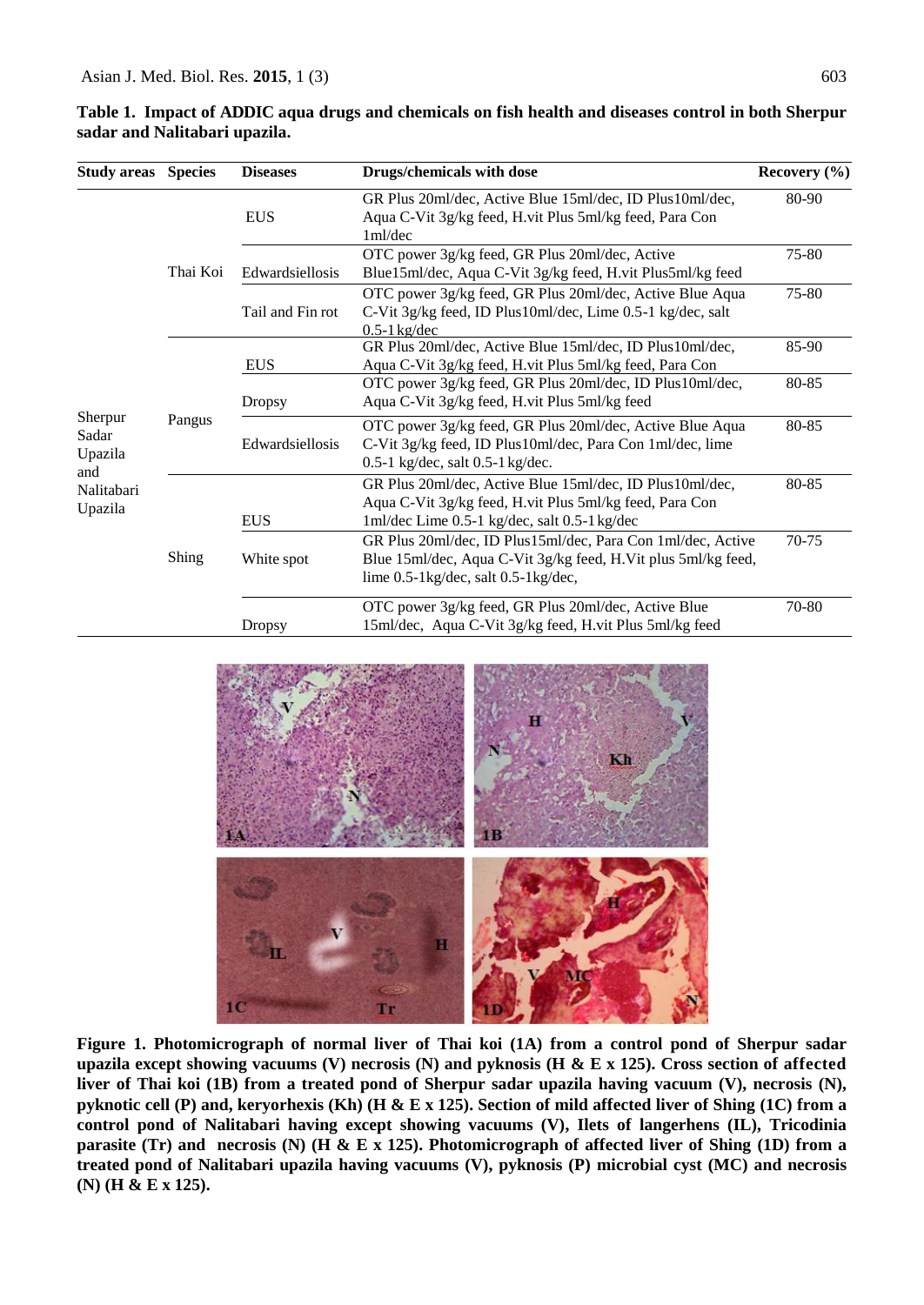**Table 1. Impact of ADDIC aqua drugs and chemicals on fish health and diseases control in both Sherpur sadar and Nalitabari upazila.**

| Study areas | Species | Diseases | Drugs/chemicals with dose | Recovery (%) |
|---|---|---|---|---|
| Sherpur Sadar Upazila and Nalitabari Upazila | Thai Koi | EUS | GR Plus 20ml/dec, Active Blue 15ml/dec, ID Plus10ml/dec, Aqua C-Vit 3g/kg feed, H.vit Plus 5ml/kg feed, Para Con 1ml/dec | 80-90 |
| | | Edwardsiellosis | OTC power 3g/kg feed, GR Plus 20ml/dec, Active Blue15ml/dec, Aqua C-Vit 3g/kg feed, H.vit Plus5ml/kg feed | 75-80 |
| | | Tail and Fin rot | OTC power 3g/kg feed, GR Plus 20ml/dec, Active Blue Aqua C-Vit 3g/kg feed, ID Plus10ml/dec, Lime 0.5-1 kg/dec, salt 0.5-1 kg/dec | 75-80 |
| | Pangus | EUS | GR Plus 20ml/dec, Active Blue 15ml/dec, ID Plus10ml/dec, Aqua C-Vit 3g/kg feed, H.vit Plus 5ml/kg feed, Para Con | 85-90 |
| | | Dropsy | OTC power 3g/kg feed, GR Plus 20ml/dec, ID Plus10ml/dec, Aqua C-Vit 3g/kg feed, H.vit Plus 5ml/kg feed | 80-85 |
| | | Edwardsiellosis | OTC power 3g/kg feed, GR Plus 20ml/dec, Active Blue Aqua C-Vit 3g/kg feed, ID Plus10ml/dec, Para Con 1ml/dec, lime 0.5-1 kg/dec, salt 0.5-1 kg/dec. | 80-85 |
| | Shing | EUS | GR Plus 20ml/dec, Active Blue 15ml/dec, ID Plus10ml/dec, Aqua C-Vit 3g/kg feed, H.vit Plus 5ml/kg feed, Para Con 1ml/dec Lime 0.5-1 kg/dec, salt 0.5-1 kg/dec | 80-85 |
| | | White spot | GR Plus 20ml/dec, ID Plus15ml/dec, Para Con 1ml/dec, Active Blue 15ml/dec, Aqua C-Vit 3g/kg feed, H.Vit plus 5ml/kg feed, lime 0.5-1kg/dec, salt 0.5-1kg/dec, | 70-75 |
| | | Dropsy | OTC power 3g/kg feed, GR Plus 20ml/dec, Active Blue 15ml/dec, Aqua C-Vit 3g/kg feed, H.vit Plus 5ml/kg feed | 70-80 |

**Figure 1. Photomicrograph of normal liver of Thai koi (1A) from a control pond of Sherpur sadar upazila except showing vacuums (V) necrosis (N) and pyknosis (H & E x 125). Cross section of affected liver of Thai koi (1B) from a treated pond of Sherpur sadar upazila having vacuum (V), necrosis (N), pyknotic cell (P) and, keryorhexis (Kh) (H & E x 125). Section of mild affected liver of Shing (1C) from a control pond of Nalitabari having except showing vacuums (V), Ilets of langerhens (IL), Tricodinia parasite (Tr) and necrosis (N) (H & E x 125). Photomicrograph of affected liver of Shing (1D) from a treated pond of Nalitabari upazila having vacuums (V), pyknosis (P) microbial cyst (MC) and necrosis (N) (H & E x 125).**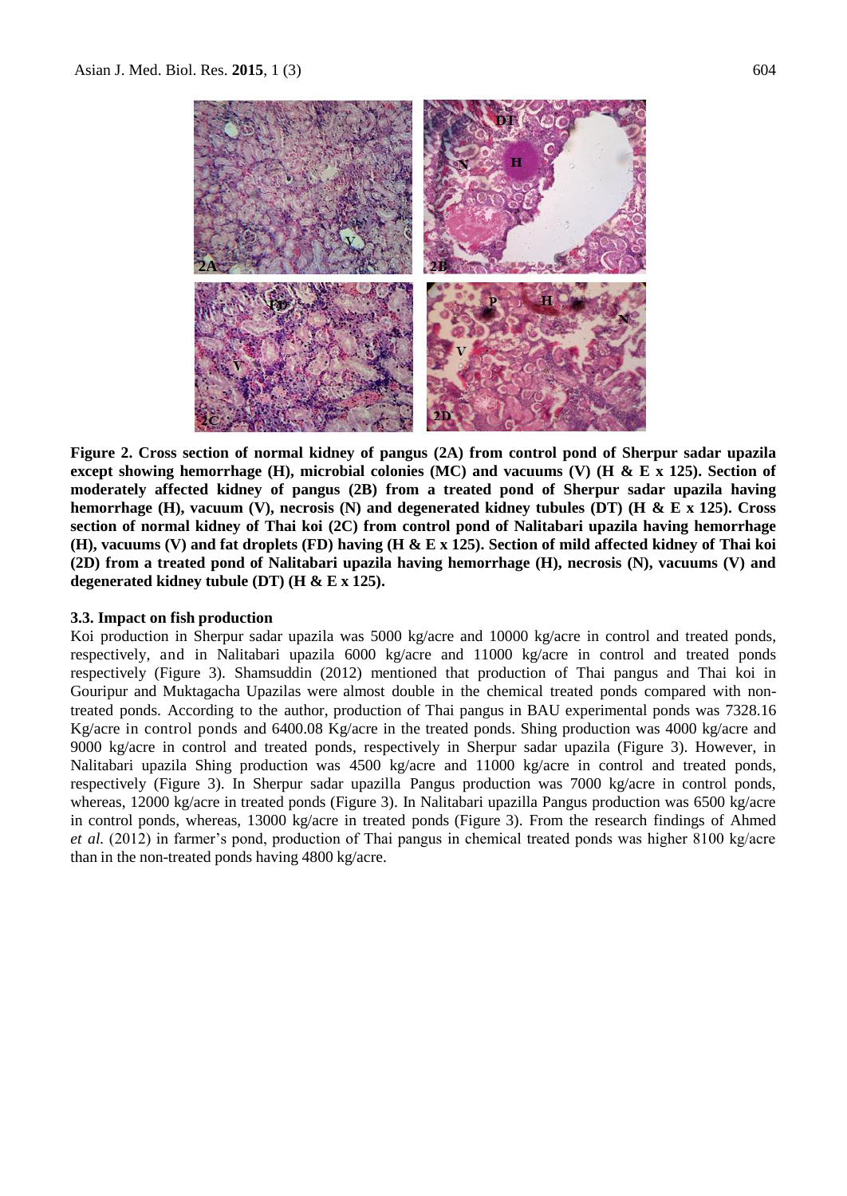**Figure 2. Cross section of normal kidney of pangus (2A) from control pond of Sherpur sadar upazila except showing hemorrhage (H), microbial colonies (MC) and vacuums (V) (H & E x 125). Section of moderately affected kidney of pangus (2B) from a treated pond of Sherpur sadar upazila having hemorrhage (H), vacuum (V), necrosis (N) and degenerated kidney tubules (DT) (H & E x 125). Cross section of normal kidney of Thai koi (2C) from control pond of Nalitabari upazila having hemorrhage (H), vacuums (V) and fat droplets (FD) having (H & E x 125). Section of mild affected kidney of Thai koi (2D) from a treated pond of Nalitabari upazila having hemorrhage (H), necrosis (N), vacuums (V) and degenerated kidney tubule (DT) (H & E x 125).**

### 3.3. Impact on fish production

Koi production in Sherpur sadar upazila was 5000 kg/acre and 10000 kg/acre in control and treated ponds, respectively, and in Nalitabari upazila 6000 kg/acre and 11000 kg/acre in control and treated ponds respectively (Figure 3). Shamsuddin (2012) mentioned that production of Thai pangus and Thai koi in Gouripur and Muktagacha Upazilas were almost double in the chemical treated ponds compared with non-treated ponds. According to the author, production of Thai pangus in BAU experimental ponds was 7328.16 Kg/acre in control ponds and 6400.08 Kg/acre in the treated ponds. Shing production was 4000 kg/acre and 9000 kg/acre in control and treated ponds, respectively in Sherpur sadar upazila (Figure 3). However, in Nalitabari upazila Shing production was 4500 kg/acre and 11000 kg/acre in control and treated ponds, respectively (Figure 3). In Sherpur sadar upazilla Pangus production was 7000 kg/acre in control ponds, whereas, 12000 kg/acre in treated ponds (Figure 3). In Nalitabari upazilla Pangus production was 6500 kg/acre in control ponds, whereas, 13000 kg/acre in treated ponds (Figure 3). From the research findings of Ahmed *et al.* (2012) in farmer's pond, production of Thai pangus in chemical treated ponds was higher 8100 kg/acre than in the non-treated ponds having 4800 kg/acre.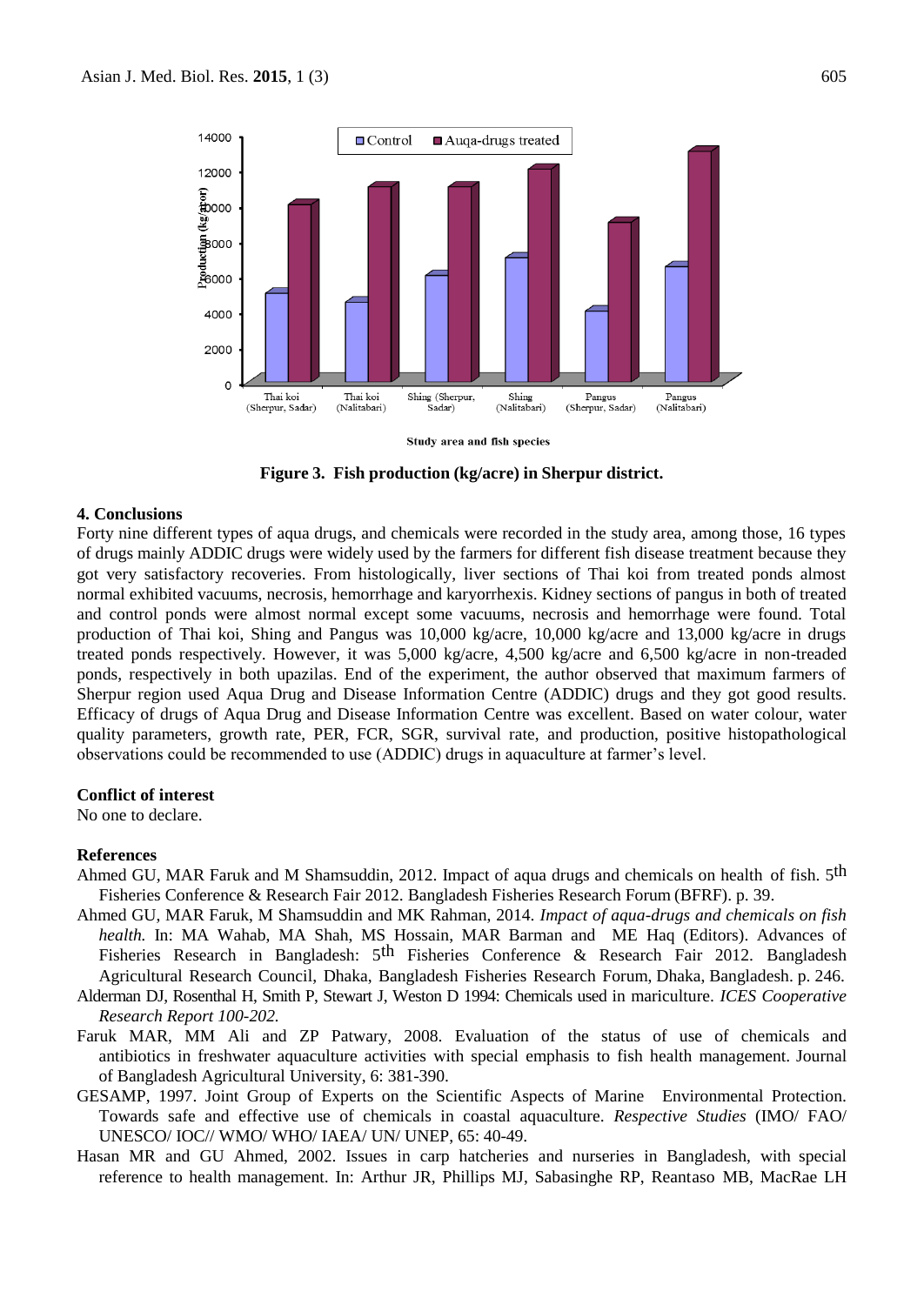Figure 3. Fish production (kg/acre) in Sherpur district.

## 4. Conclusions

Forty nine different types of aqua drugs, and chemicals were recorded in the study area, among those, 16 types of drugs mainly ADDIC drugs were widely used by the farmers for different fish disease treatment because they got very satisfactory recoveries. From histologically, liver sections of Thai koi from treated ponds almost normal exhibited vacuums, necrosis, hemorrhage and karyorrhexis. Kidney sections of pangus in both of treated and control ponds were almost normal except some vacuums, necrosis and hemorrhage were found. Total production of Thai koi, Shing and Pangus was 10,000 kg/acre, 10,000 kg/acre and 13,000 kg/acre in drugs treated ponds respectively. However, it was 5,000 kg/acre, 4,500 kg/acre and 6,500 kg/acre in non-treaded ponds, respectively in both upazilas. End of the experiment, the author observed that maximum farmers of Sherpur region used Aqua Drug and Disease Information Centre (ADDIC) drugs and they got good results. Efficacy of drugs of Aqua Drug and Disease Information Centre was excellent. Based on water colour, water quality parameters, growth rate, PER, FCR, SGR, survival rate, and production, positive histopathological observations could be recommended to use (ADDIC) drugs in aquaculture at farmer's level.

### Conflict of interest

No one to declare.

### References

Ahmed GU, MAR Faruk and M Shamsuddin, 2012. Impact of aqua drugs and chemicals on health of fish. 5th Fisheries Conference & Research Fair 2012. Bangladesh Fisheries Research Forum (BFRF). p. 39.

Ahmed GU, MAR Faruk, M Shamsuddin and MK Rahman, 2014. *Impact of aqua-drugs and chemicals on fish health.* In: MA Wahab, MA Shah, MS Hossain, MAR Barman and ME Haq (Editors). Advances of Fisheries Research in Bangladesh: 5th Fisheries Conference & Research Fair 2012. Bangladesh Agricultural Research Council, Dhaka, Bangladesh Fisheries Research Forum, Dhaka, Bangladesh. p. 246.

Alderman DJ, Rosenthal H, Smith P, Stewart J, Weston D 1994: Chemicals used in mariculture. *ICES Cooperative Research Report 100-202.*

Faruk MAR, MM Ali and ZP Patwary, 2008. Evaluation of the status of use of chemicals and antibiotics in freshwater aquaculture activities with special emphasis to fish health management. Journal of Bangladesh Agricultural University, 6: 381-390.

GESAMP, 1997. Joint Group of Experts on the Scientific Aspects of Marine Environmental Protection. Towards safe and effective use of chemicals in coastal aquaculture. *Respective Studies* (IMO/ FAO/ UNESCO/ IOC// WMO/ WHO/ IAEA/ UN/ UNEP, 65: 40-49.

Hasan MR and GU Ahmed, 2002. Issues in carp hatcheries and nurseries in Bangladesh, with special reference to health management. In: Arthur JR, Phillips MJ, Sabasinghe RP, Reantaso MB, MacRae LH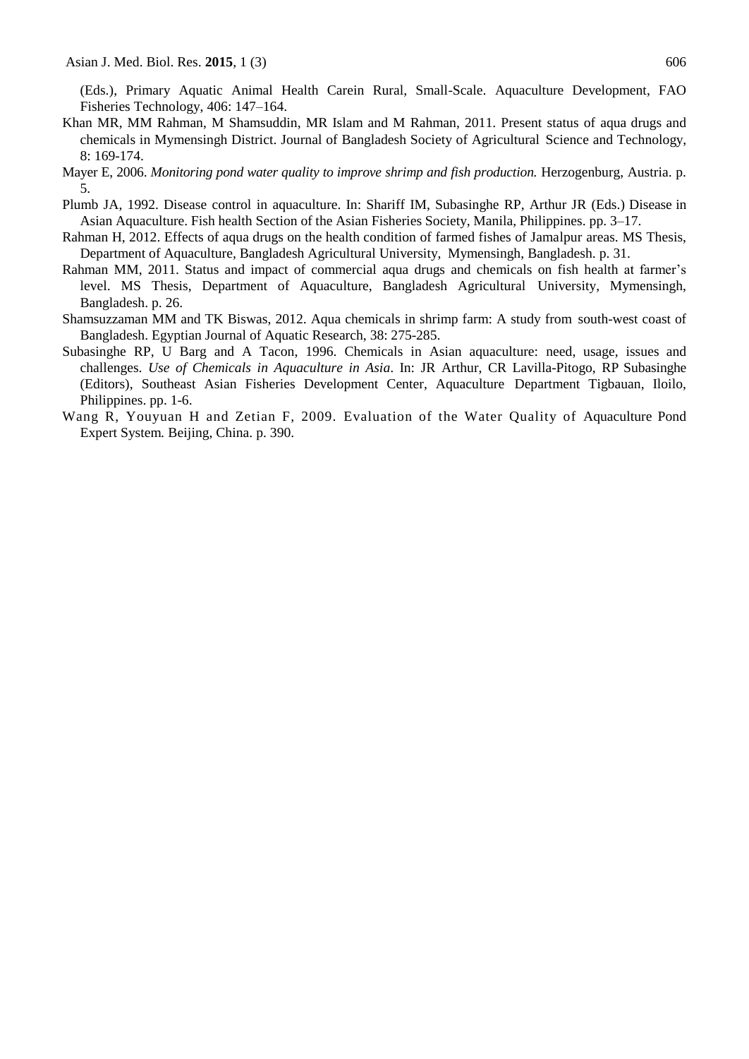(Eds.), Primary Aquatic Animal Health Carein Rural, Small-Scale. Aquaculture Development, FAO Fisheries Technology, 406: 147–164.

Khan MR, MM Rahman, M Shamsuddin, MR Islam and M Rahman, 2011. Present status of aqua drugs and chemicals in Mymensingh District. Journal of Bangladesh Society of Agricultural Science and Technology, 8: 169-174.

Mayer E, 2006. *Monitoring pond water quality to improve shrimp and fish production.* Herzogenburg, Austria. p. 5.

Plumb JA, 1992. Disease control in aquaculture. In: Shariff IM, Subasinghe RP, Arthur JR (Eds.) Disease in Asian Aquaculture. Fish health Section of the Asian Fisheries Society, Manila, Philippines. pp. 3–17.

Rahman H, 2012. Effects of aqua drugs on the health condition of farmed fishes of Jamalpur areas. MS Thesis, Department of Aquaculture, Bangladesh Agricultural University, Mymensingh, Bangladesh. p. 31.

Rahman MM, 2011. Status and impact of commercial aqua drugs and chemicals on fish health at farmer's level. MS Thesis, Department of Aquaculture, Bangladesh Agricultural University, Mymensingh, Bangladesh. p. 26.

Shamsuzzaman MM and TK Biswas, 2012. Aqua chemicals in shrimp farm: A study from south-west coast of Bangladesh. Egyptian Journal of Aquatic Research, 38: 275-285.

Subasinghe RP, U Barg and A Tacon, 1996. Chemicals in Asian aquaculture: need, usage, issues and challenges. *Use of Chemicals in Aquaculture in Asia*. In: JR Arthur, CR Lavilla-Pitogo, RP Subasinghe (Editors), Southeast Asian Fisheries Development Center, Aquaculture Department Tigbauan, Iloilo, Philippines. pp. 1-6.

Wang R, Youyuan H and Zetian F, 2009. Evaluation of the Water Quality of Aquaculture Pond Expert System. Beijing, China. p. 390.